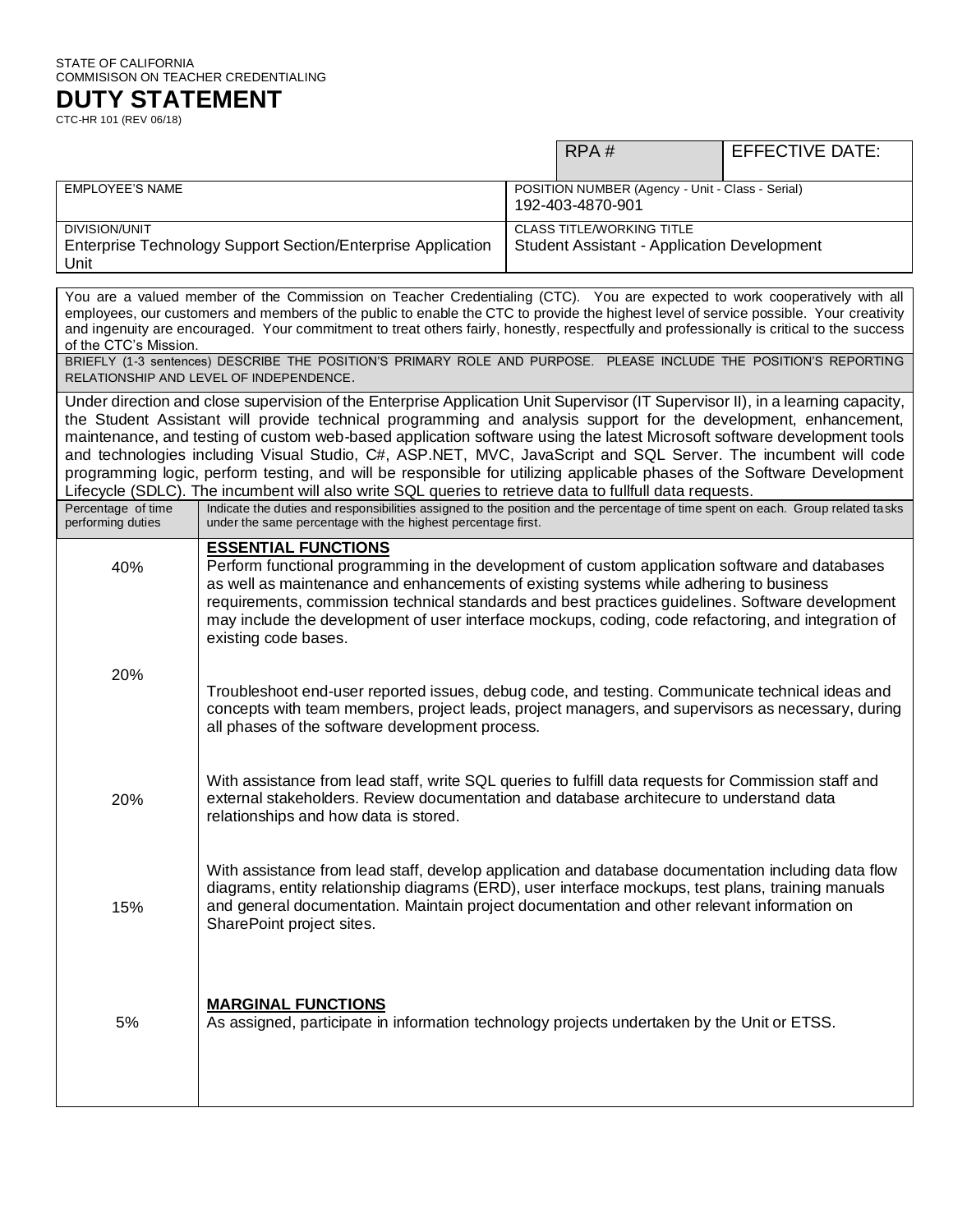STATE OF CALIFORNIA
COMMISISON ON TEACHER CREDENTIALING

# DUTY STATEMENT

CTC-HR 101 (REV 06/18)

| | RPA # | EFFECTIVE DATE: |
|---|---|---|
| EMPLOYEE'S NAME | POSITION NUMBER (Agency - Unit - Class - Serial)<br>192-403-4870-901 | |
| DIVISION/UNIT<br>Enterprise Technology Support Section/Enterprise Application Unit | CLASS TITLE/WORKING TITLE<br>Student Assistant - Application Development | |

You are a valued member of the Commission on Teacher Credentialing (CTC). You are expected to work cooperatively with all employees, our customers and members of the public to enable the CTC to provide the highest level of service possible. Your creativity and ingenuity are encouraged. Your commitment to treat others fairly, honestly, respectfully and professionally is critical to the success of the CTC's Mission.

BRIEFLY (1-3 sentences) DESCRIBE THE POSITION'S PRIMARY ROLE AND PURPOSE. PLEASE INCLUDE THE POSITION'S REPORTING RELATIONSHIP AND LEVEL OF INDEPENDENCE.

Under direction and close supervision of the Enterprise Application Unit Supervisor (IT Supervisor II), in a learning capacity, the Student Assistant will provide technical programming and analysis support for the development, enhancement, maintenance, and testing of custom web-based application software using the latest Microsoft software development tools and technologies including Visual Studio, C#, ASP.NET, MVC, JavaScript and SQL Server. The incumbent will code programming logic, perform testing, and will be responsible for utilizing applicable phases of the Software Development Lifecycle (SDLC). The incumbent will also write SQL queries to retrieve data to fullfull data requests.

| Percentage of time performing duties | Indicate the duties and responsibilities assigned to the position and the percentage of time spent on each. Group related tasks under the same percentage with the highest percentage first. |
|---|---|
| | **ESSENTIAL FUNCTIONS** |
| 40% | Perform functional programming in the development of custom application software and databases as well as maintenance and enhancements of existing systems while adhering to business requirements, commission technical standards and best practices guidelines. Software development may include the development of user interface mockups, coding, code refactoring, and integration of existing code bases. |
| 20% | Troubleshoot end-user reported issues, debug code, and testing. Communicate technical ideas and concepts with team members, project leads, project managers, and supervisors as necessary, during all phases of the software development process. |
| 20% | With assistance from lead staff, write SQL queries to fulfill data requests for Commission staff and external stakeholders. Review documentation and database architecure to understand data relationships and how data is stored. |
| 15% | With assistance from lead staff, develop application and database documentation including data flow diagrams, entity relationship diagrams (ERD), user interface mockups, test plans, training manuals and general documentation. Maintain project documentation and other relevant information on SharePoint project sites. |
| | **MARGINAL FUNCTIONS** |
| 5% | As assigned, participate in information technology projects undertaken by the Unit or ETSS. |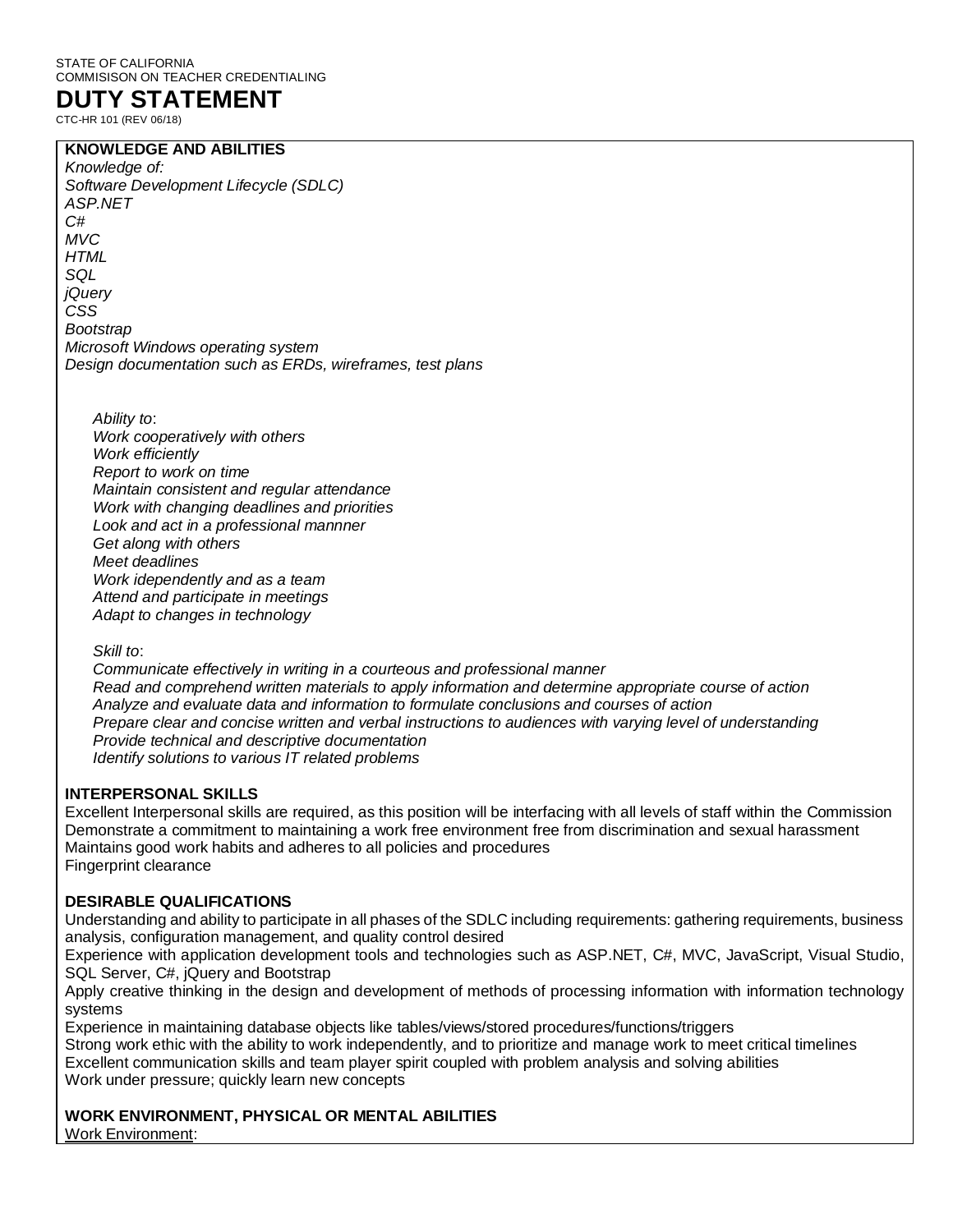STATE OF CALIFORNIA
COMMISISON ON TEACHER CREDENTIALING

# DUTY STATEMENT

CTC-HR 101 (REV 06/18)

**KNOWLEDGE AND ABILITIES**

*Knowledge of:*
*Software Development Lifecycle (SDLC)*
*ASP.NET*
*C#*
*MVC*
*HTML*
*SQL*
*jQuery*
*CSS*
*Bootstrap*
*Microsoft Windows operating system*
*Design documentation such as ERDs, wireframes, test plans*

*Ability to*:
*Work cooperatively with others*
*Work efficiently*
*Report to work on time*
*Maintain consistent and regular attendance*
*Work with changing deadlines and priorities*
*Look and act in a professional mannner*
*Get along with others*
*Meet deadlines*
*Work idependently and as a team*
*Attend and participate in meetings*
*Adapt to changes in technology*

*Skill to*:
*Communicate effectively in writing in a courteous and professional manner*
*Read and comprehend written materials to apply information and determine appropriate course of action*
*Analyze and evaluate data and information to formulate conclusions and courses of action*
*Prepare clear and concise written and verbal instructions to audiences with varying level of understanding*
*Provide technical and descriptive documentation*
*Identify solutions to various IT related problems*

**INTERPERSONAL SKILLS**

Excellent Interpersonal skills are required, as this position will be interfacing with all levels of staff within the Commission
Demonstrate a commitment to maintaining a work free environment free from discrimination and sexual harassment
Maintains good work habits and adheres to all policies and procedures
Fingerprint clearance

**DESIRABLE QUALIFICATIONS**

Understanding and ability to participate in all phases of the SDLC including requirements: gathering requirements, business analysis, configuration management, and quality control desired
Experience with application development tools and technologies such as ASP.NET, C#, MVC, JavaScript, Visual Studio, SQL Server, C#, jQuery and Bootstrap
Apply creative thinking in the design and development of methods of processing information with information technology systems
Experience in maintaining database objects like tables/views/stored procedures/functions/triggers
Strong work ethic with the ability to work independently, and to prioritize and manage work to meet critical timelines
Excellent communication skills and team player spirit coupled with problem analysis and solving abilities
Work under pressure; quickly learn new concepts

**WORK ENVIRONMENT, PHYSICAL OR MENTAL ABILITIES**

<u>Work Environment</u>: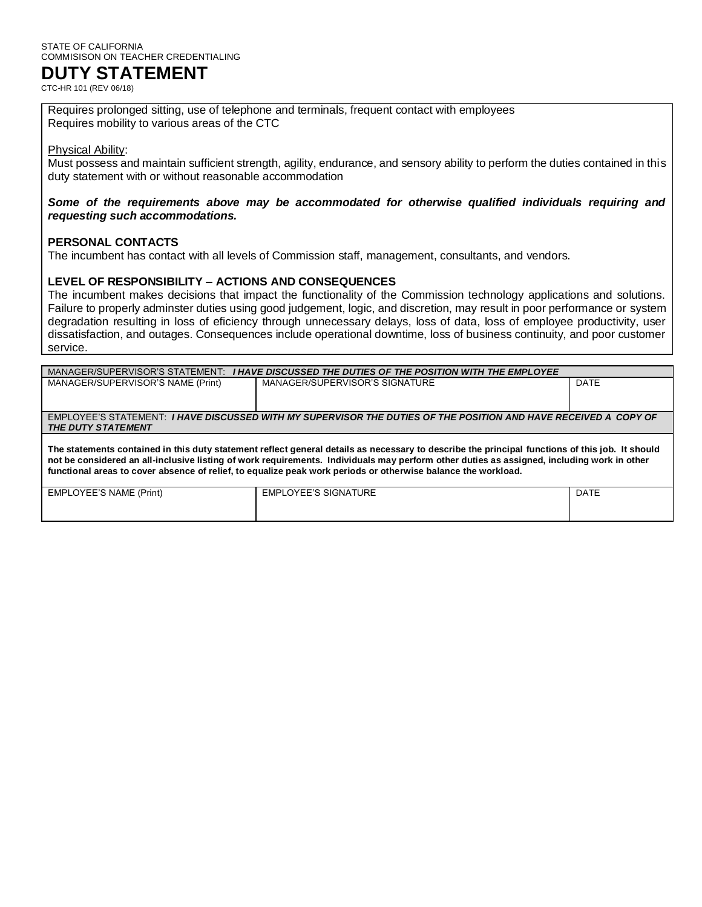STATE OF CALIFORNIA
COMMISISON ON TEACHER CREDENTIALING

# DUTY STATEMENT

CTC-HR 101 (REV 06/18)

Requires prolonged sitting, use of telephone and terminals, frequent contact with employees
Requires mobility to various areas of the CTC

Physical Ability:
Must possess and maintain sufficient strength, agility, endurance, and sensory ability to perform the duties contained in this duty statement with or without reasonable accommodation

***Some of the requirements above may be accommodated for otherwise qualified individuals requiring and requesting such accommodations.***

**PERSONAL CONTACTS**
The incumbent has contact with all levels of Commission staff, management, consultants, and vendors.

**LEVEL OF RESPONSIBILITY – ACTIONS AND CONSEQUENCES**
The incumbent makes decisions that impact the functionality of the Commission technology applications and solutions. Failure to properly adminster duties using good judgement, logic, and discretion, may result in poor performance or system degradation resulting in loss of eficiency through unnecessary delays, loss of data, loss of employee productivity, user dissatisfaction, and outages. Consequences include operational downtime, loss of business continuity, and poor customer service.

| MANAGER/SUPERVISOR'S STATEMENT: ***I HAVE DISCUSSED THE DUTIES OF THE POSITION WITH THE EMPLOYEE*** | | |
|---|---|---|
| MANAGER/SUPERVISOR'S NAME (Print) | MANAGER/SUPERVISOR'S SIGNATURE | DATE |

| EMPLOYEE'S STATEMENT: ***I HAVE DISCUSSED WITH MY SUPERVISOR THE DUTIES OF THE POSITION AND HAVE RECEIVED A COPY OF THE DUTY STATEMENT*** | | |
|---|---|---|
| **The statements contained in this duty statement reflect general details as necessary to describe the principal functions of this job. It should not be considered an all-inclusive listing of work requirements. Individuals may perform other duties as assigned, including work in other functional areas to cover absence of relief, to equalize peak work periods or otherwise balance the workload.** | | |
| EMPLOYEE'S NAME (Print) | EMPLOYEE'S SIGNATURE | DATE |